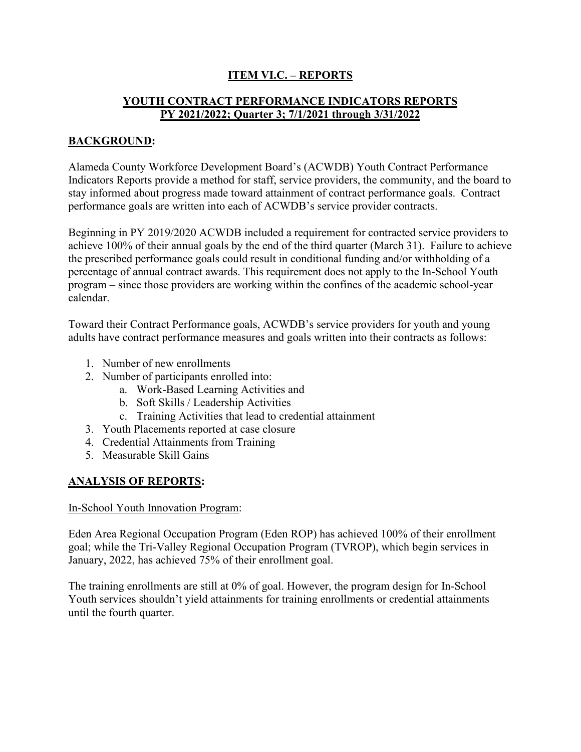# **ITEM VI.C. – REPORTS**

## **YOUTH CONTRACT PERFORMANCE INDICATORS REPORTS PY 2021/2022; Quarter 3; 7/1/2021 through 3/31/2022**

## **BACKGROUND:**

Alameda County Workforce Development Board's (ACWDB) Youth Contract Performance Indicators Reports provide a method for staff, service providers, the community, and the board to stay informed about progress made toward attainment of contract performance goals. Contract performance goals are written into each of ACWDB's service provider contracts.

Beginning in PY 2019/2020 ACWDB included a requirement for contracted service providers to achieve 100% of their annual goals by the end of the third quarter (March 31). Failure to achieve the prescribed performance goals could result in conditional funding and/or withholding of a percentage of annual contract awards. This requirement does not apply to the In-School Youth program – since those providers are working within the confines of the academic school-year calendar.

Toward their Contract Performance goals, ACWDB's service providers for youth and young adults have contract performance measures and goals written into their contracts as follows:

1. Number of new enrollments
2. Number of participants enrolled into:
   a. Work-Based Learning Activities and
   b. Soft Skills / Leadership Activities
   c. Training Activities that lead to credential attainment
3. Youth Placements reported at case closure
4. Credential Attainments from Training
5. Measurable Skill Gains

## **ANALYSIS OF REPORTS:**

In-School Youth Innovation Program:

Eden Area Regional Occupation Program (Eden ROP) has achieved 100% of their enrollment goal; while the Tri-Valley Regional Occupation Program (TVROP), which begin services in January, 2022, has achieved 75% of their enrollment goal.

The training enrollments are still at 0% of goal. However, the program design for In-School Youth services shouldn't yield attainments for training enrollments or credential attainments until the fourth quarter.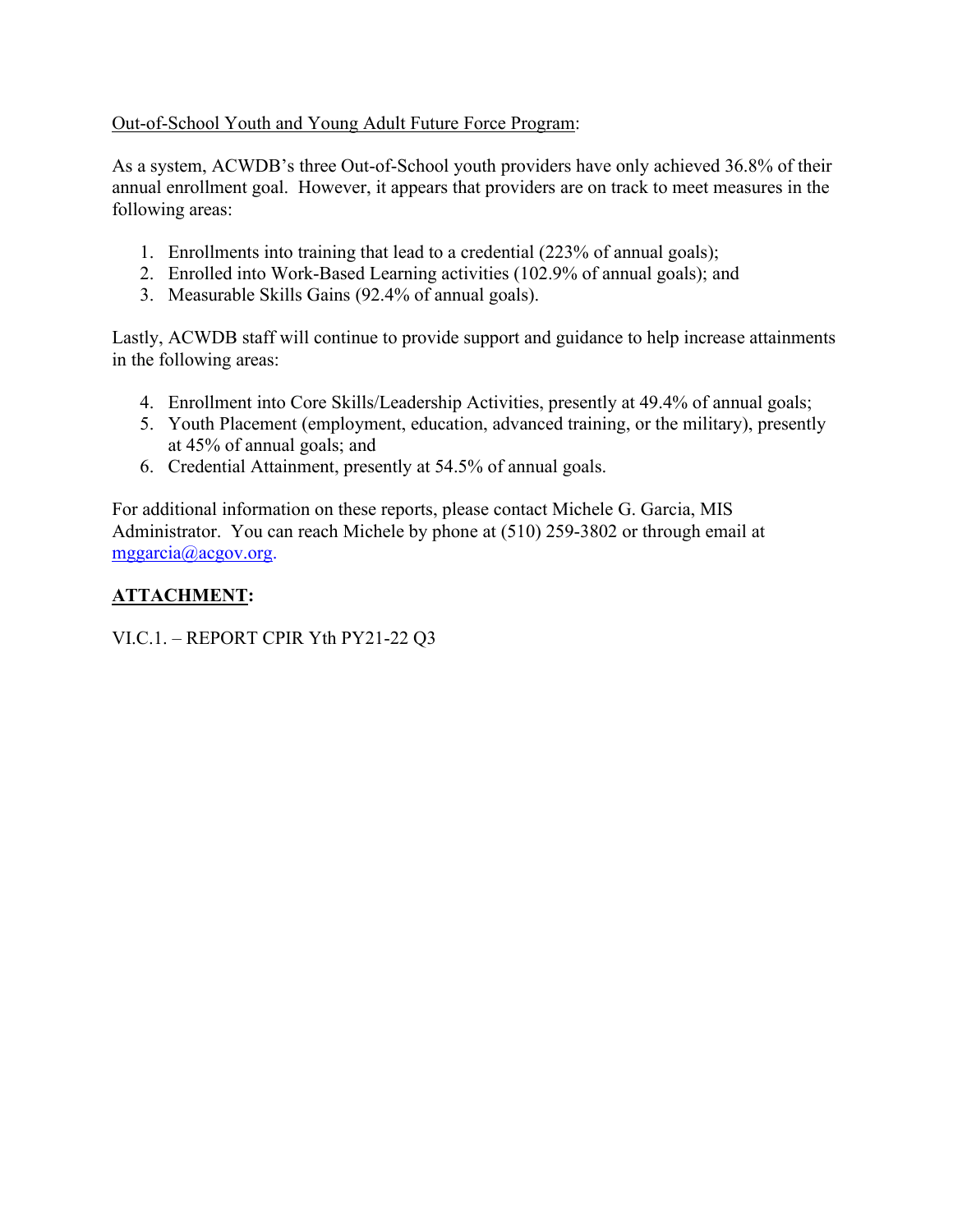<u>Out-of-School Youth and Young Adult Future Force Program</u>:

As a system, ACWDB's three Out-of-School youth providers have only achieved 36.8% of their annual enrollment goal. However, it appears that providers are on track to meet measures in the following areas:

1. Enrollments into training that lead to a credential (223% of annual goals);
2. Enrolled into Work-Based Learning activities (102.9% of annual goals); and
3. Measurable Skills Gains (92.4% of annual goals).

Lastly, ACWDB staff will continue to provide support and guidance to help increase attainments in the following areas:

4. Enrollment into Core Skills/Leadership Activities, presently at 49.4% of annual goals;
5. Youth Placement (employment, education, advanced training, or the military), presently at 45% of annual goals; and
6. Credential Attainment, presently at 54.5% of annual goals.

For additional information on these reports, please contact Michele G. Garcia, MIS Administrator. You can reach Michele by phone at (510) 259-3802 or through email at mggarcia@acgov.org.

**<u>ATTACHMENT</u>:**

VI.C.1. – REPORT CPIR Yth PY21-22 Q3